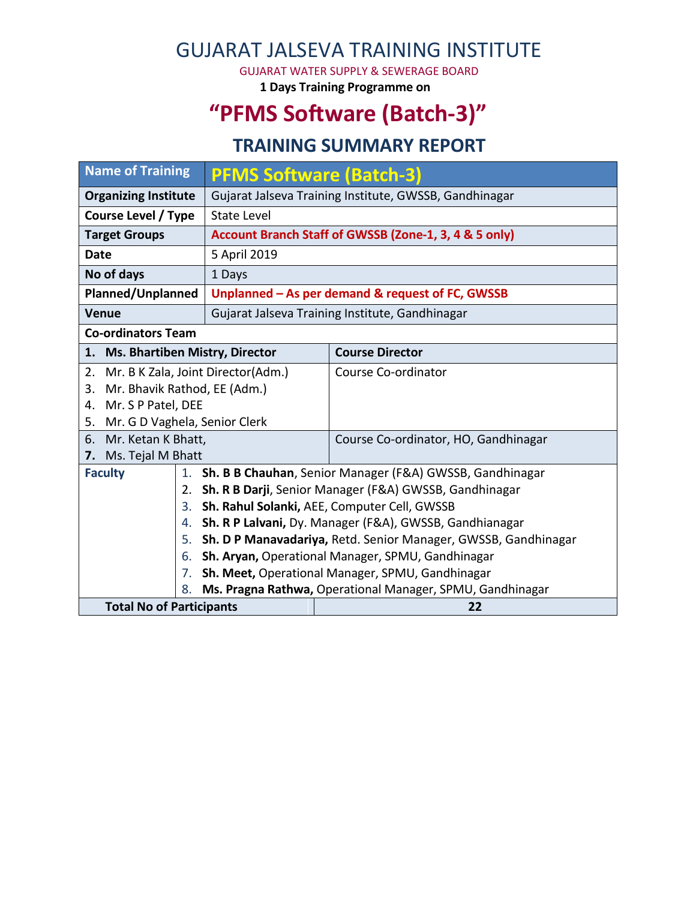# GUJARAT JALSEVA TRAINING INSTITUTE

GUJARAT WATER SUPPLY & SEWERAGE BOARD

**1 Days Training Programme on**

# "PFMS Software (Batch-3)"

## TRAINING SUMMARY REPORT

| Name of Training | PFMS Software (Batch-3) |
|---|---|
| **Organizing Institute** | Gujarat Jalseva Training Institute, GWSSB, Gandhinagar |
| **Course Level / Type** | State Level |
| **Target Groups** | **Account Branch Staff of GWSSB (Zone-1, 3, 4 & 5 only)** |
| **Date** | 5 April 2019 |
| **No of days** | 1 Days |
| **Planned/Unplanned** | **Unplanned – As per demand & request of FC, GWSSB** |
| **Venue** | Gujarat Jalseva Training Institute, Gandhinagar |

**Co-ordinators Team**

| Name | Role |
|---|---|
| **1. Ms. Bhartiben Mistry, Director** | **Course Director** |
| 2. Mr. B K Zala, Joint Director(Adm.)<br>3. Mr. Bhavik Rathod, EE (Adm.)<br>4. Mr. S P Patel, DEE<br>5. Mr. G D Vaghela, Senior Clerk | Course Co-ordinator |
| 6. Mr. Ketan K Bhatt,<br>7. Ms. Tejal M Bhatt | Course Co-ordinator, HO, Gandhinagar |

**Faculty**

1. **Sh. B B Chauhan**, Senior Manager (F&A) GWSSB, Gandhinagar
2. **Sh. R B Darji**, Senior Manager (F&A) GWSSB, Gandhinagar
3. **Sh. Rahul Solanki,** AEE, Computer Cell, GWSSB
4. **Sh. R P Lalvani,** Dy. Manager (F&A), GWSSB, Gandhianagar
5. **Sh. D P Manavadariya,** Retd. Senior Manager, GWSSB, Gandhinagar
6. **Sh. Aryan,** Operational Manager, SPMU, Gandhinagar
7. **Sh. Meet,** Operational Manager, SPMU, Gandhinagar
8. **Ms. Pragna Rathwa,** Operational Manager, SPMU, Gandhinagar

| **Total No of Participants** | **22** |
|---|---|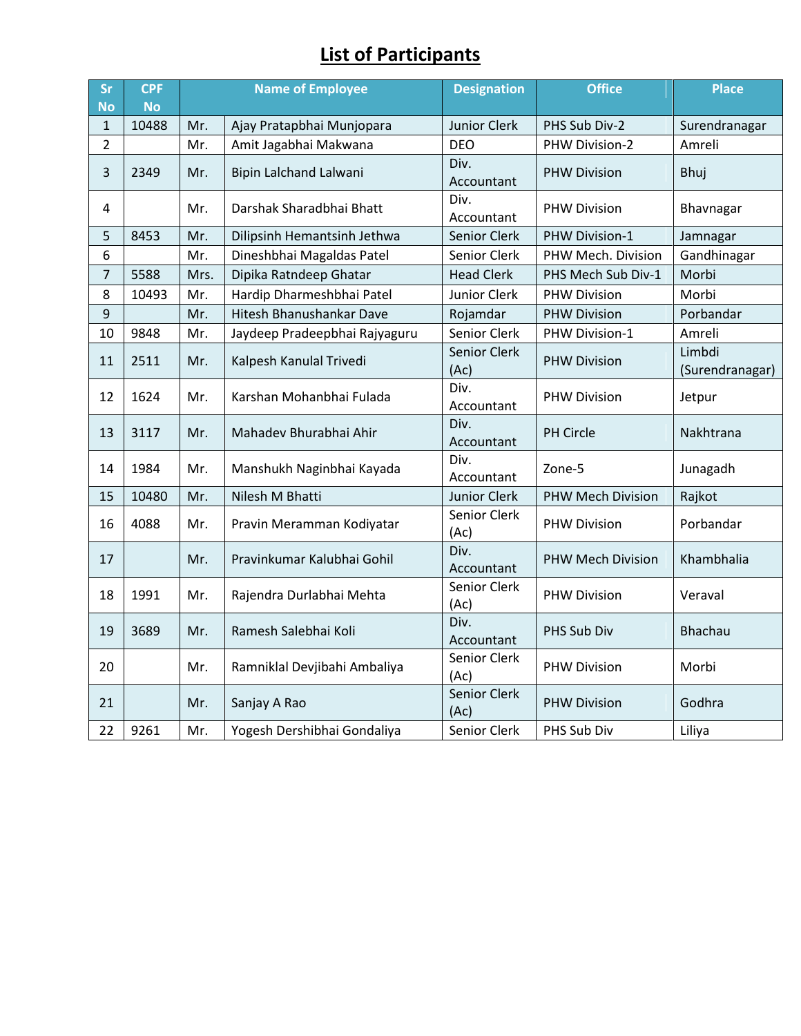# List of Participants

| Sr No | CPF No | Name of Employee | | Designation | Office | Place |
|---|---|---|---|---|---|---|
| 1 | 10488 | Mr. | Ajay Pratapbhai Munjopara | Junior Clerk | PHS Sub Div-2 | Surendranagar |
| 2 | | Mr. | Amit Jagabhai Makwana | DEO | PHW Division-2 | Amreli |
| 3 | 2349 | Mr. | Bipin Lalchand Lalwani | Div. Accountant | PHW Division | Bhuj |
| 4 | | Mr. | Darshak Sharadbhai Bhatt | Div. Accountant | PHW Division | Bhavnagar |
| 5 | 8453 | Mr. | Dilipsinh Hemantsinh Jethwa | Senior Clerk | PHW Division-1 | Jamnagar |
| 6 | | Mr. | Dineshbhai Magaldas Patel | Senior Clerk | PHW Mech. Division | Gandhinagar |
| 7 | 5588 | Mrs. | Dipika Ratndeep Ghatar | Head Clerk | PHS Mech Sub Div-1 | Morbi |
| 8 | 10493 | Mr. | Hardip Dharmeshbhai Patel | Junior Clerk | PHW Division | Morbi |
| 9 | | Mr. | Hitesh Bhanushankar Dave | Rojamdar | PHW Division | Porbandar |
| 10 | 9848 | Mr. | Jaydeep Pradeepbhai Rajyaguru | Senior Clerk | PHW Division-1 | Amreli |
| 11 | 2511 | Mr. | Kalpesh Kanulal Trivedi | Senior Clerk (Ac) | PHW Division | Limbdi (Surendranagar) |
| 12 | 1624 | Mr. | Karshan Mohanbhai Fulada | Div. Accountant | PHW Division | Jetpur |
| 13 | 3117 | Mr. | Mahadev Bhurabhai Ahir | Div. Accountant | PH Circle | Nakhtrana |
| 14 | 1984 | Mr. | Manshukh Naginbhai Kayada | Div. Accountant | Zone-5 | Junagadh |
| 15 | 10480 | Mr. | Nilesh M Bhatti | Junior Clerk | PHW Mech Division | Rajkot |
| 16 | 4088 | Mr. | Pravin Meramman Kodiyatar | Senior Clerk (Ac) | PHW Division | Porbandar |
| 17 | | Mr. | Pravinkumar Kalubhai Gohil | Div. Accountant | PHW Mech Division | Khambhalia |
| 18 | 1991 | Mr. | Rajendra Durlabhai Mehta | Senior Clerk (Ac) | PHW Division | Veraval |
| 19 | 3689 | Mr. | Ramesh Salebhai Koli | Div. Accountant | PHS Sub Div | Bhachau |
| 20 | | Mr. | Ramniklal Devjibahi Ambaliya | Senior Clerk (Ac) | PHW Division | Morbi |
| 21 | | Mr. | Sanjay A Rao | Senior Clerk (Ac) | PHW Division | Godhra |
| 22 | 9261 | Mr. | Yogesh Dershibhai Gondaliya | Senior Clerk | PHS Sub Div | Liliya |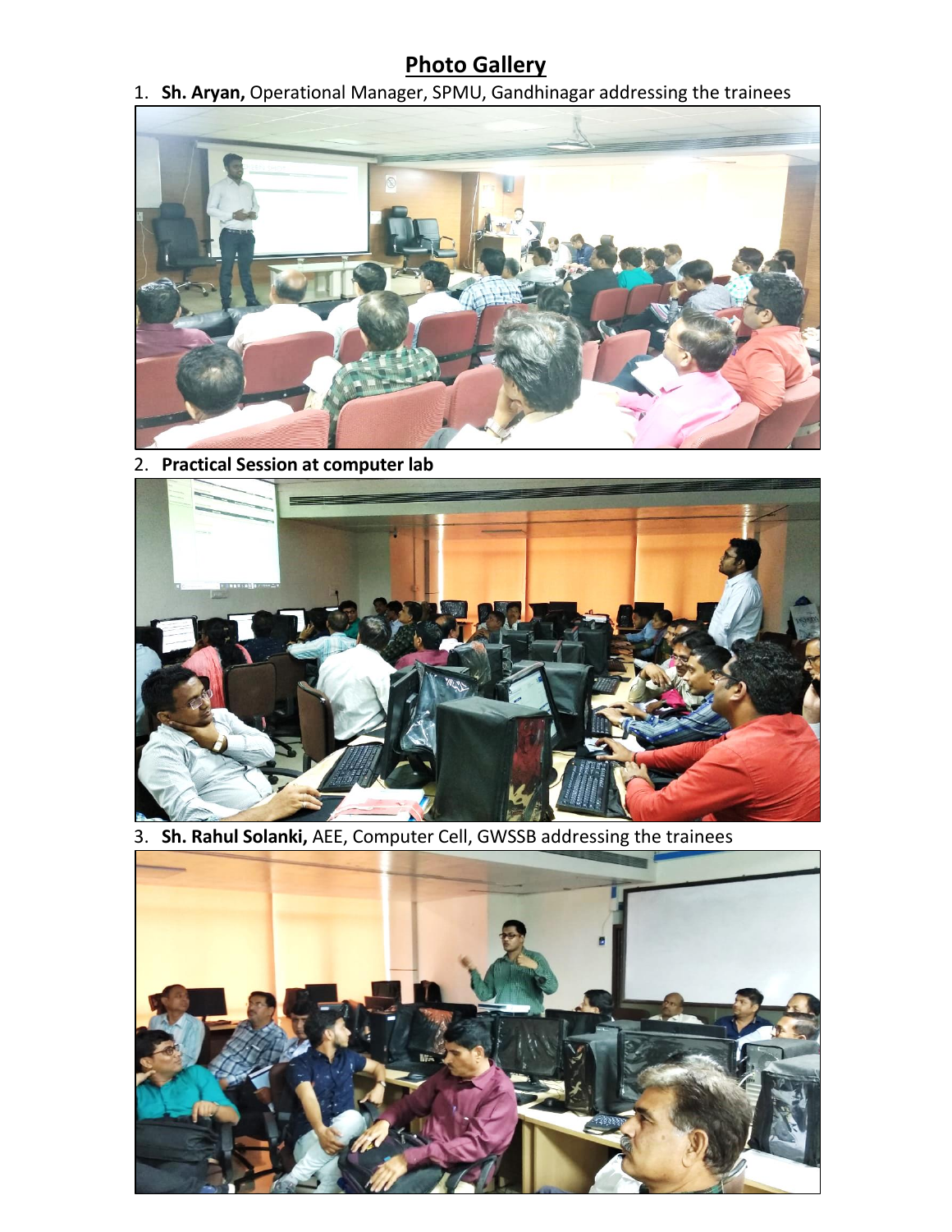## Photo Gallery

1. **Sh. Aryan,** Operational Manager, SPMU, Gandhinagar addressing the trainees
2. **Practical Session at computer lab**
3. **Sh. Rahul Solanki,** AEE, Computer Cell, GWSSB addressing the trainees